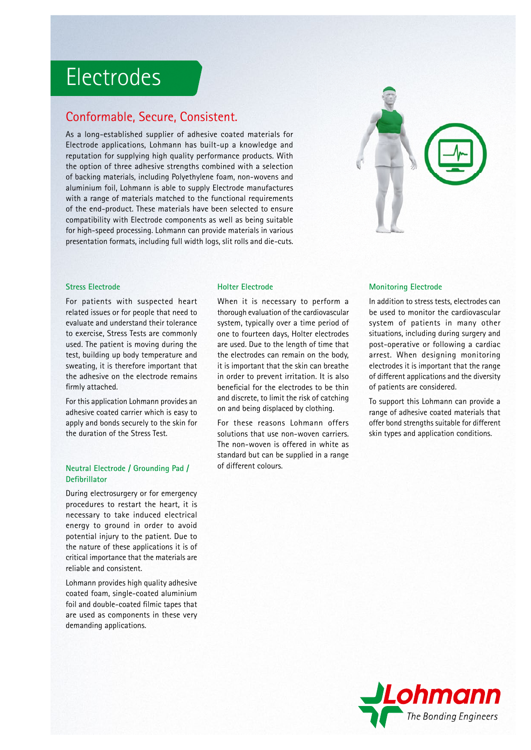# Electrodes

## Conformable, Secure, Consistent.

As a long-established supplier of adhesive coated materials for Electrode applications, Lohmann has built-up a knowledge and reputation for supplying high quality performance products. With the option of three adhesive strengths combined with a selection of backing materials, including Polyethylene foam, non-wovens and aluminium foil, Lohmann is able to supply Electrode manufactures with a range of materials matched to the functional requirements of the end-product. These materials have been selected to ensure compatibility with Electrode components as well as being suitable for high-speed processing. Lohmann can provide materials in various presentation formats, including full width logs, slit rolls and die-cuts.

### Stress Electrode

For patients with suspected heart related issues or for people that need to evaluate and understand their tolerance to exercise, Stress Tests are commonly used. The patient is moving during the test, building up body temperature and sweating, it is therefore important that the adhesive on the electrode remains firmly attached.

For this application Lohmann provides an adhesive coated carrier which is easy to apply and bonds securely to the skin for the duration of the Stress Test.

### Neutral Electrode / Grounding Pad / Defibrillator

During electrosurgery or for emergency procedures to restart the heart, it is necessary to take induced electrical energy to ground in order to avoid potential injury to the patient. Due to the nature of these applications it is of critical importance that the materials are reliable and consistent.

Lohmann provides high quality adhesive coated foam, single-coated aluminium foil and double-coated filmic tapes that are used as components in these very demanding applications.

### Holter Electrode

When it is necessary to perform a thorough evaluation of the cardiovascular system, typically over a time period of one to fourteen days, Holter electrodes are used. Due to the length of time that the electrodes can remain on the body, it is important that the skin can breathe in order to prevent irritation. It is also beneficial for the electrodes to be thin and discrete, to limit the risk of catching on and being displaced by clothing.

For these reasons Lohmann offers solutions that use non-woven carriers. The non-woven is offered in white as standard but can be supplied in a range of different colours.

### Monitoring Electrode

In addition to stress tests, electrodes can be used to monitor the cardiovascular system of patients in many other situations, including during surgery and post-operative or following a cardiac arrest. When designing monitoring electrodes it is important that the range of different applications and the diversity of patients are considered.

To support this Lohmann can provide a range of adhesive coated materials that offer bond strengths suitable for different skin types and application conditions.

Lohmann
The Bonding Engineers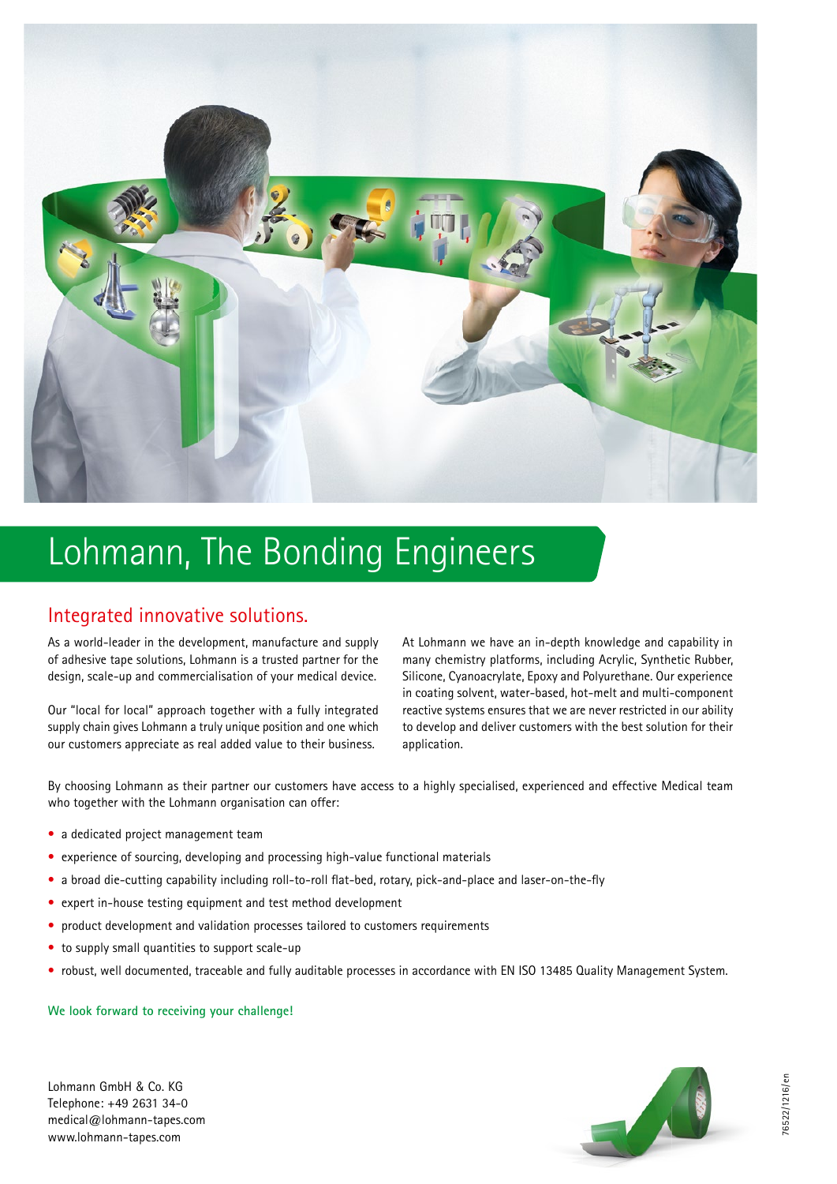# Lohmann, The Bonding Engineers

## Integrated innovative solutions.

As a world-leader in the development, manufacture and supply of adhesive tape solutions, Lohmann is a trusted partner for the design, scale-up and commercialisation of your medical device.

Our "local for local" approach together with a fully integrated supply chain gives Lohmann a truly unique position and one which our customers appreciate as real added value to their business.

At Lohmann we have an in-depth knowledge and capability in many chemistry platforms, including Acrylic, Synthetic Rubber, Silicone, Cyanoacrylate, Epoxy and Polyurethane. Our experience in coating solvent, water-based, hot-melt and multi-component reactive systems ensures that we are never restricted in our ability to develop and deliver customers with the best solution for their application.

By choosing Lohmann as their partner our customers have access to a highly specialised, experienced and effective Medical team who together with the Lohmann organisation can offer:

- a dedicated project management team
- experience of sourcing, developing and processing high-value functional materials
- a broad die-cutting capability including roll-to-roll flat-bed, rotary, pick-and-place and laser-on-the-fly
- expert in-house testing equipment and test method development
- product development and validation processes tailored to customers requirements
- to supply small quantities to support scale-up
- robust, well documented, traceable and fully auditable processes in accordance with EN ISO 13485 Quality Management System.

**We look forward to receiving your challenge!**

Lohmann GmbH & Co. KG
Telephone: +49 2631 34-0
medical@lohmann-tapes.com
www.lohmann-tapes.com

76522/1216/en